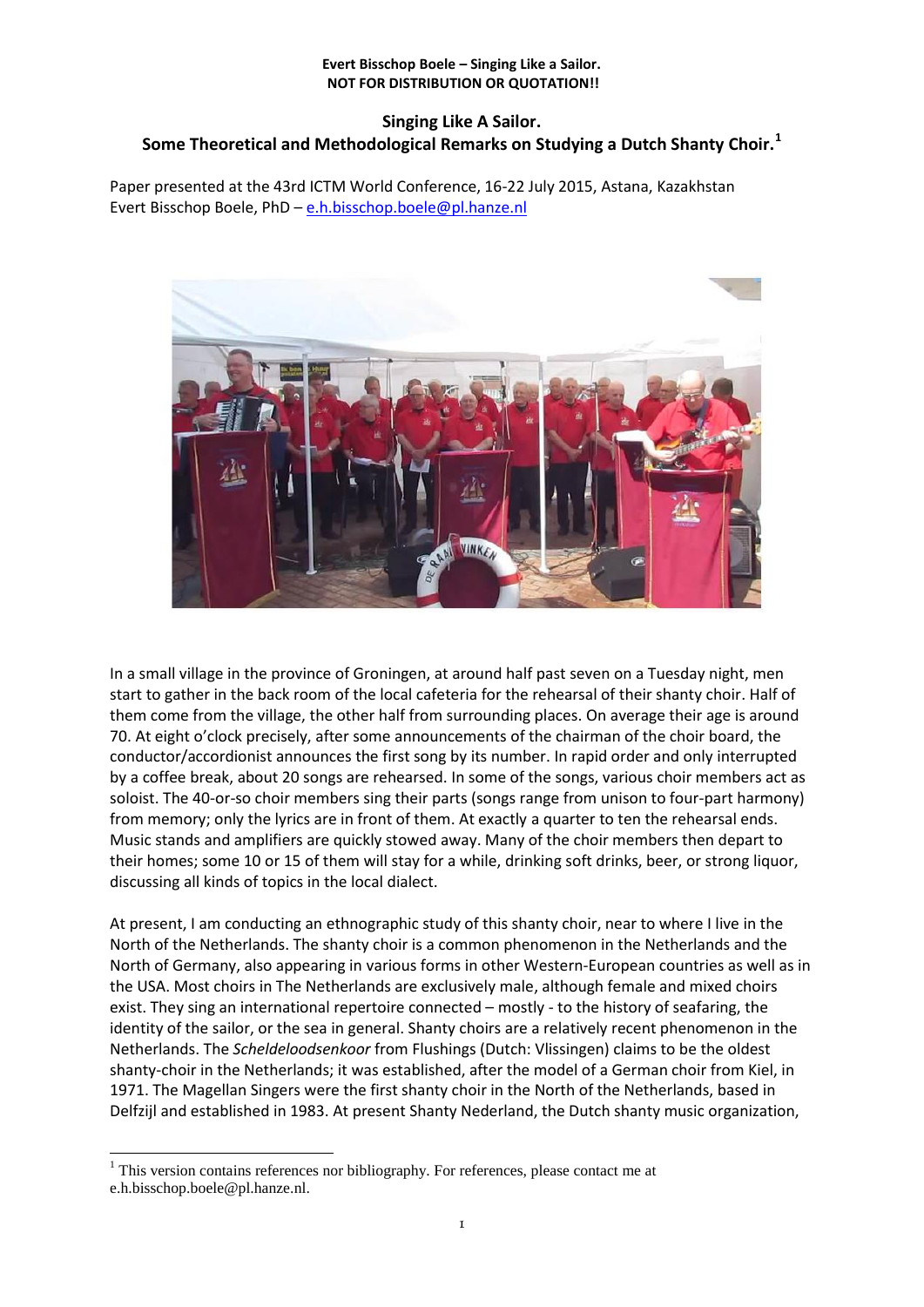**Evert Bisschop Boele – Singing Like a Sailor.**
**NOT FOR DISTRIBUTION OR QUOTATION!!**

# Singing Like A Sailor. Some Theoretical and Methodological Remarks on Studying a Dutch Shanty Choir.[1]

Paper presented at the 43rd ICTM World Conference, 16-22 July 2015, Astana, Kazakhstan
Evert Bisschop Boele, PhD – e.h.bisschop.boele@pl.hanze.nl

In a small village in the province of Groningen, at around half past seven on a Tuesday night, men start to gather in the back room of the local cafeteria for the rehearsal of their shanty choir. Half of them come from the village, the other half from surrounding places. On average their age is around 70. At eight o'clock precisely, after some announcements of the chairman of the choir board, the conductor/accordionist announces the first song by its number. In rapid order and only interrupted by a coffee break, about 20 songs are rehearsed. In some of the songs, various choir members act as soloist. The 40-or-so choir members sing their parts (songs range from unison to four-part harmony) from memory; only the lyrics are in front of them. At exactly a quarter to ten the rehearsal ends. Music stands and amplifiers are quickly stowed away. Many of the choir members then depart to their homes; some 10 or 15 of them will stay for a while, drinking soft drinks, beer, or strong liquor, discussing all kinds of topics in the local dialect.

At present, I am conducting an ethnographic study of this shanty choir, near to where I live in the North of the Netherlands. The shanty choir is a common phenomenon in the Netherlands and the North of Germany, also appearing in various forms in other Western-European countries as well as in the USA. Most choirs in The Netherlands are exclusively male, although female and mixed choirs exist. They sing an international repertoire connected – mostly - to the history of seafaring, the identity of the sailor, or the sea in general. Shanty choirs are a relatively recent phenomenon in the Netherlands. The *Scheldeloodsenkoor* from Flushings (Dutch: Vlissingen) claims to be the oldest shanty-choir in the Netherlands; it was established, after the model of a German choir from Kiel, in 1971. The Magellan Singers were the first shanty choir in the North of the Netherlands, based in Delfzijl and established in 1983. At present Shanty Nederland, the Dutch shanty music organization,

[1] This version contains references nor bibliography. For references, please contact me at e.h.bisschop.boele@pl.hanze.nl.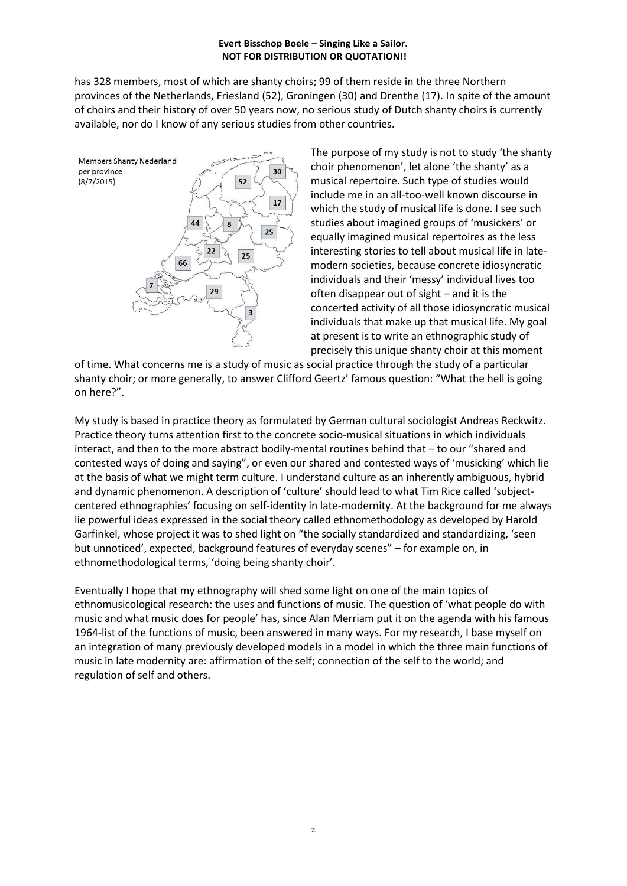has 328 members, most of which are shanty choirs; 99 of them reside in the three Northern provinces of the Netherlands, Friesland (52), Groningen (30) and Drenthe (17). In spite of the amount of choirs and their history of over 50 years now, no serious study of Dutch shanty choirs is currently available, nor do I know of any serious studies from other countries.

Members Shanty Nederland per province (8/7/2015)

The purpose of my study is not to study 'the shanty choir phenomenon', let alone 'the shanty' as a musical repertoire. Such type of studies would include me in an all-too-well known discourse in which the study of musical life is done. I see such studies about imagined groups of 'musickers' or equally imagined musical repertoires as the less interesting stories to tell about musical life in late-modern societies, because concrete idiosyncratic individuals and their 'messy' individual lives too often disappear out of sight – and it is the concerted activity of all those idiosyncratic musical individuals that make up that musical life. My goal at present is to write an ethnographic study of precisely this unique shanty choir at this moment of time. What concerns me is a study of music as social practice through the study of a particular shanty choir; or more generally, to answer Clifford Geertz' famous question: "What the hell is going on here?".

My study is based in practice theory as formulated by German cultural sociologist Andreas Reckwitz. Practice theory turns attention first to the concrete socio-musical situations in which individuals interact, and then to the more abstract bodily-mental routines behind that – to our "shared and contested ways of doing and saying", or even our shared and contested ways of 'musicking' which lie at the basis of what we might term culture. I understand culture as an inherently ambiguous, hybrid and dynamic phenomenon. A description of 'culture' should lead to what Tim Rice called 'subject-centered ethnographies' focusing on self-identity in late-modernity. At the background for me always lie powerful ideas expressed in the social theory called ethnomethodology as developed by Harold Garfinkel, whose project it was to shed light on "the socially standardized and standardizing, 'seen but unnoticed', expected, background features of everyday scenes" – for example on, in ethnomethodological terms, 'doing being shanty choir'.

Eventually I hope that my ethnography will shed some light on one of the main topics of ethnomusicological research: the uses and functions of music. The question of 'what people do with music and what music does for people' has, since Alan Merriam put it on the agenda with his famous 1964-list of the functions of music, been answered in many ways. For my research, I base myself on an integration of many previously developed models in a model in which the three main functions of music in late modernity are: affirmation of the self; connection of the self to the world; and regulation of self and others.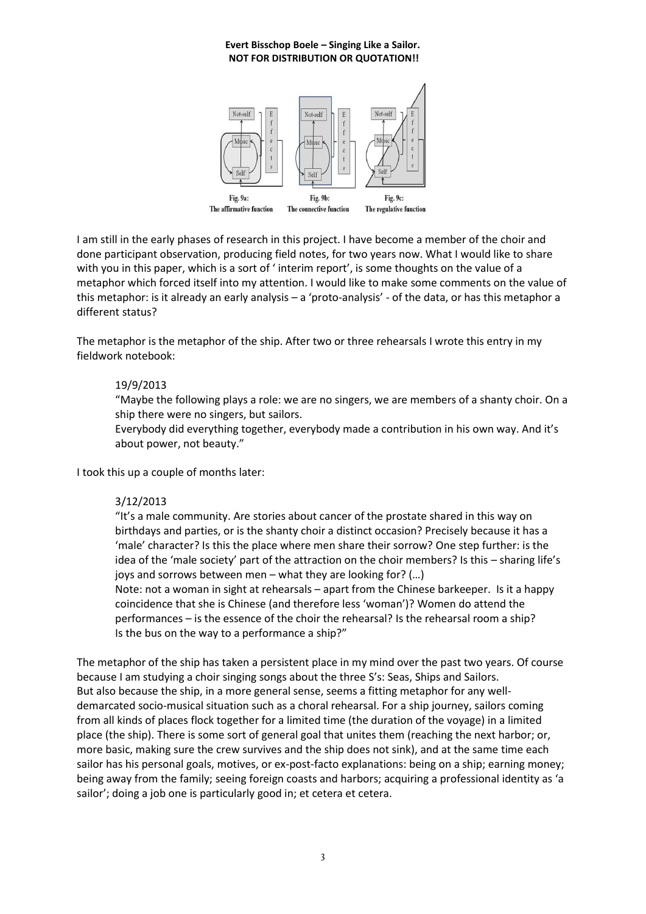Fig. 9a: The affirmative function

Fig. 9b: The connective function

Fig. 9c: The regulative function

I am still in the early phases of research in this project. I have become a member of the choir and done participant observation, producing field notes, for two years now. What I would like to share with you in this paper, which is a sort of ' interim report', is some thoughts on the value of a metaphor which forced itself into my attention. I would like to make some comments on the value of this metaphor: is it already an early analysis – a 'proto-analysis' - of the data, or has this metaphor a different status?

The metaphor is the metaphor of the ship. After two or three rehearsals I wrote this entry in my fieldwork notebook:

> 19/9/2013
>
> "Maybe the following plays a role: we are no singers, we are members of a shanty choir. On a ship there were no singers, but sailors.
>
> Everybody did everything together, everybody made a contribution in his own way. And it's about power, not beauty."

I took this up a couple of months later:

> 3/12/2013
>
> "It's a male community. Are stories about cancer of the prostate shared in this way on birthdays and parties, or is the shanty choir a distinct occasion? Precisely because it has a 'male' character? Is this the place where men share their sorrow? One step further: is the idea of the 'male society' part of the attraction on the choir members? Is this – sharing life's joys and sorrows between men – what they are looking for? (…)
>
> Note: not a woman in sight at rehearsals – apart from the Chinese barkeeper. Is it a happy coincidence that she is Chinese (and therefore less 'woman')? Women do attend the performances – is the essence of the choir the rehearsal? Is the rehearsal room a ship? Is the bus on the way to a performance a ship?"

The metaphor of the ship has taken a persistent place in my mind over the past two years. Of course because I am studying a choir singing songs about the three S's: Seas, Ships and Sailors.
But also because the ship, in a more general sense, seems a fitting metaphor for any well-demarcated socio-musical situation such as a choral rehearsal. For a ship journey, sailors coming from all kinds of places flock together for a limited time (the duration of the voyage) in a limited place (the ship). There is some sort of general goal that unites them (reaching the next harbor; or, more basic, making sure the crew survives and the ship does not sink), and at the same time each sailor has his personal goals, motives, or ex-post-facto explanations: being on a ship; earning money; being away from the family; seeing foreign coasts and harbors; acquiring a professional identity as 'a sailor'; doing a job one is particularly good in; et cetera et cetera.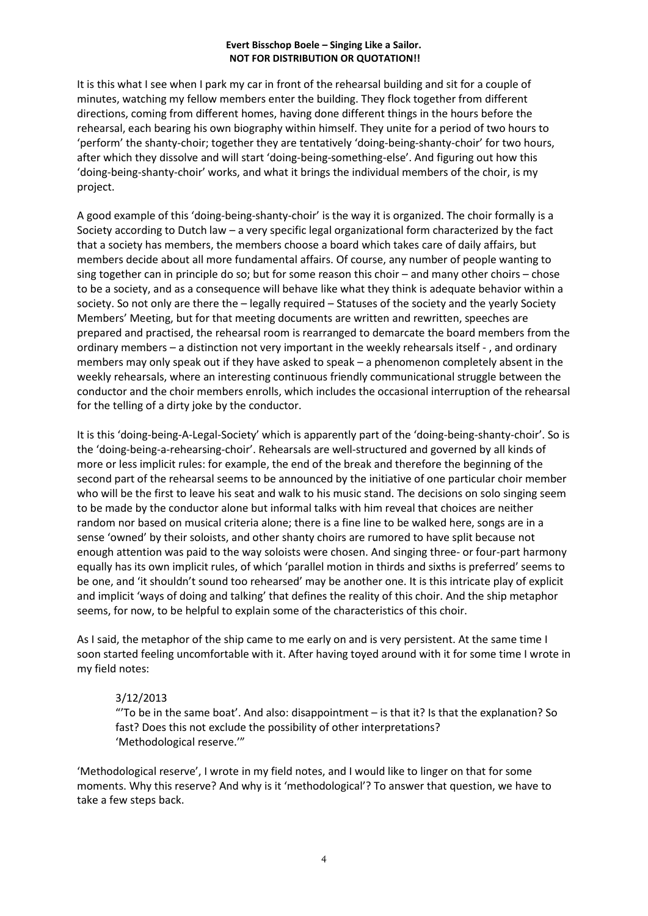It is this what I see when I park my car in front of the rehearsal building and sit for a couple of minutes, watching my fellow members enter the building. They flock together from different directions, coming from different homes, having done different things in the hours before the rehearsal, each bearing his own biography within himself. They unite for a period of two hours to 'perform' the shanty-choir; together they are tentatively 'doing-being-shanty-choir' for two hours, after which they dissolve and will start 'doing-being-something-else'. And figuring out how this 'doing-being-shanty-choir' works, and what it brings the individual members of the choir, is my project.

A good example of this 'doing-being-shanty-choir' is the way it is organized. The choir formally is a Society according to Dutch law – a very specific legal organizational form characterized by the fact that a society has members, the members choose a board which takes care of daily affairs, but members decide about all more fundamental affairs. Of course, any number of people wanting to sing together can in principle do so; but for some reason this choir – and many other choirs – chose to be a society, and as a consequence will behave like what they think is adequate behavior within a society. So not only are there the – legally required – Statuses of the society and the yearly Society Members' Meeting, but for that meeting documents are written and rewritten, speeches are prepared and practised, the rehearsal room is rearranged to demarcate the board members from the ordinary members – a distinction not very important in the weekly rehearsals itself - , and ordinary members may only speak out if they have asked to speak – a phenomenon completely absent in the weekly rehearsals, where an interesting continuous friendly communicational struggle between the conductor and the choir members enrolls, which includes the occasional interruption of the rehearsal for the telling of a dirty joke by the conductor.

It is this 'doing-being-A-Legal-Society' which is apparently part of the 'doing-being-shanty-choir'. So is the 'doing-being-a-rehearsing-choir'. Rehearsals are well-structured and governed by all kinds of more or less implicit rules: for example, the end of the break and therefore the beginning of the second part of the rehearsal seems to be announced by the initiative of one particular choir member who will be the first to leave his seat and walk to his music stand. The decisions on solo singing seem to be made by the conductor alone but informal talks with him reveal that choices are neither random nor based on musical criteria alone; there is a fine line to be walked here, songs are in a sense 'owned' by their soloists, and other shanty choirs are rumored to have split because not enough attention was paid to the way soloists were chosen. And singing three- or four-part harmony equally has its own implicit rules, of which 'parallel motion in thirds and sixths is preferred' seems to be one, and 'it shouldn't sound too rehearsed' may be another one. It is this intricate play of explicit and implicit 'ways of doing and talking' that defines the reality of this choir. And the ship metaphor seems, for now, to be helpful to explain some of the characteristics of this choir.

As I said, the metaphor of the ship came to me early on and is very persistent. At the same time I soon started feeling uncomfortable with it. After having toyed around with it for some time I wrote in my field notes:

> 3/12/2013
> "'To be in the same boat'. And also: disappointment – is that it? Is that the explanation? So fast? Does this not exclude the possibility of other interpretations?
> 'Methodological reserve.'"

'Methodological reserve', I wrote in my field notes, and I would like to linger on that for some moments. Why this reserve? And why is it 'methodological'? To answer that question, we have to take a few steps back.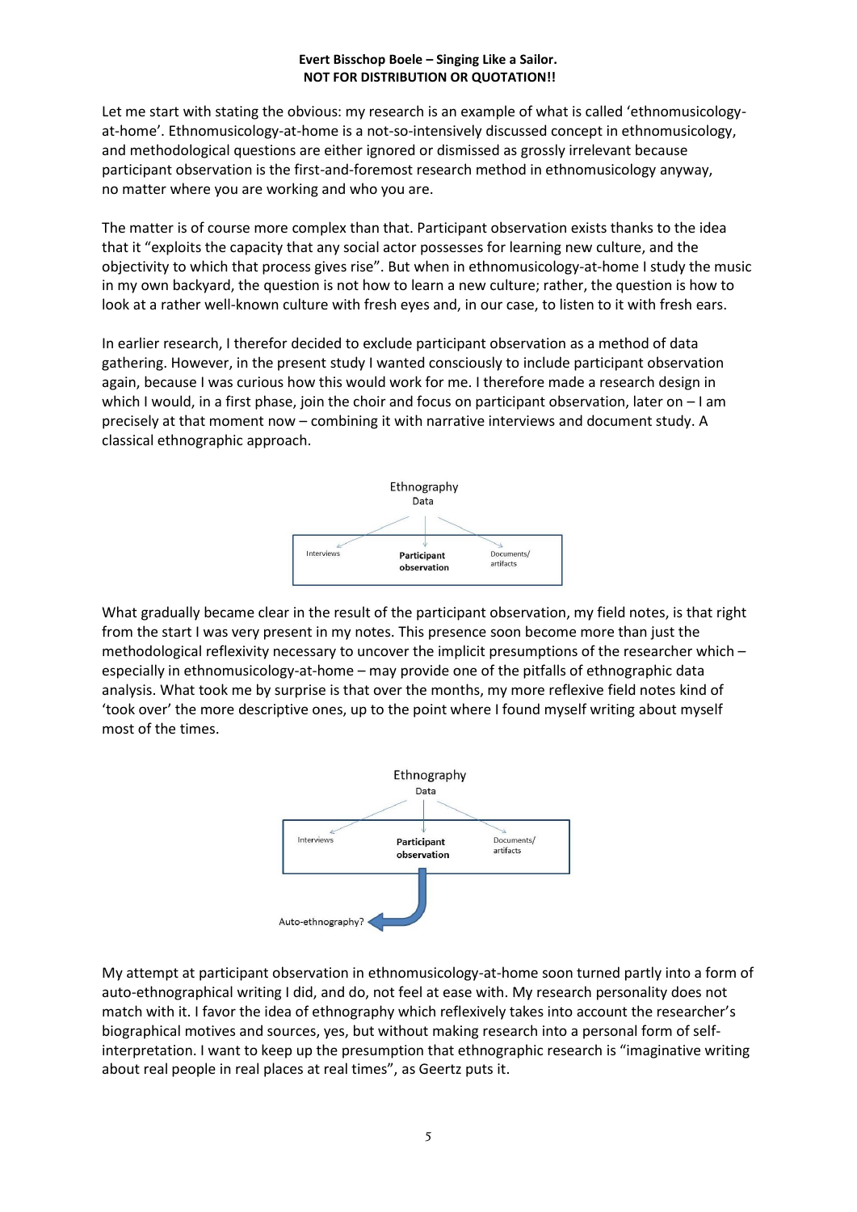Let me start with stating the obvious: my research is an example of what is called 'ethnomusicology-at-home'. Ethnomusicology-at-home is a not-so-intensively discussed concept in ethnomusicology, and methodological questions are either ignored or dismissed as grossly irrelevant because participant observation is the first-and-foremost research method in ethnomusicology anyway, no matter where you are working and who you are.

The matter is of course more complex than that. Participant observation exists thanks to the idea that it "exploits the capacity that any social actor possesses for learning new culture, and the objectivity to which that process gives rise". But when in ethnomusicology-at-home I study the music in my own backyard, the question is not how to learn a new culture; rather, the question is how to look at a rather well-known culture with fresh eyes and, in our case, to listen to it with fresh ears.

In earlier research, I therefor decided to exclude participant observation as a method of data gathering. However, in the present study I wanted consciously to include participant observation again, because I was curious how this would work for me. I therefore made a research design in which I would, in a first phase, join the choir and focus on participant observation, later on – I am precisely at that moment now – combining it with narrative interviews and document study. A classical ethnographic approach.

What gradually became clear in the result of the participant observation, my field notes, is that right from the start I was very present in my notes. This presence soon become more than just the methodological reflexivity necessary to uncover the implicit presumptions of the researcher which – especially in ethnomusicology-at-home – may provide one of the pitfalls of ethnographic data analysis. What took me by surprise is that over the months, my more reflexive field notes kind of 'took over' the more descriptive ones, up to the point where I found myself writing about myself most of the times.

My attempt at participant observation in ethnomusicology-at-home soon turned partly into a form of auto-ethnographical writing I did, and do, not feel at ease with. My research personality does not match with it. I favor the idea of ethnography which reflexively takes into account the researcher's biographical motives and sources, yes, but without making research into a personal form of self-interpretation. I want to keep up the presumption that ethnographic research is "imaginative writing about real people in real places at real times", as Geertz puts it.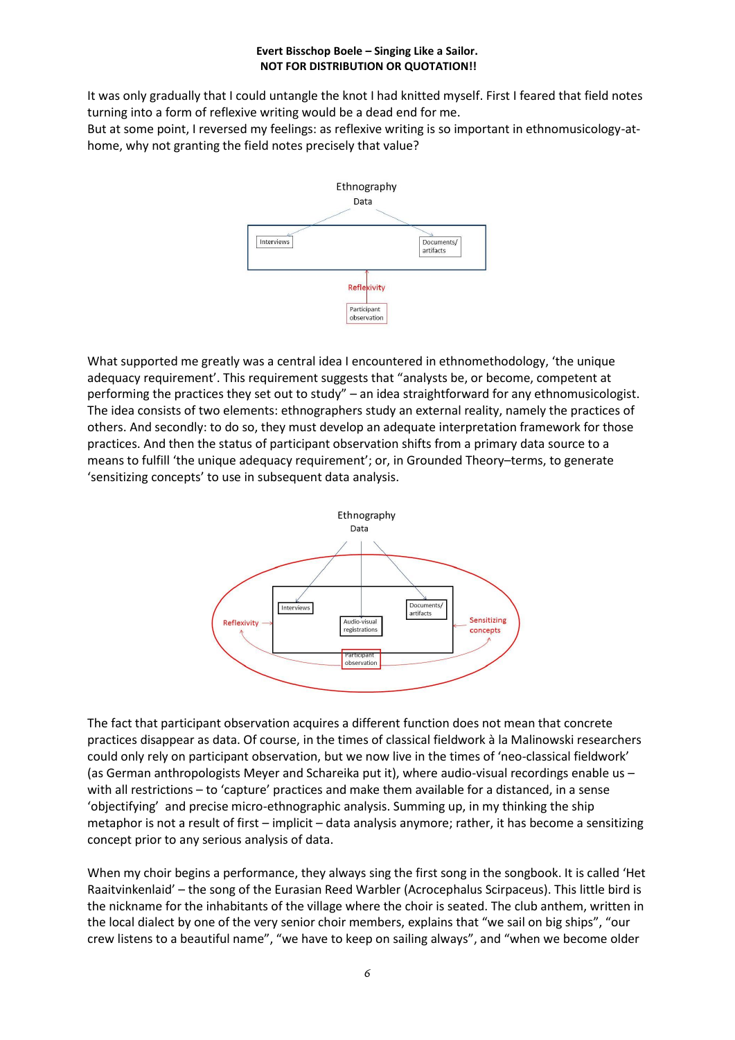It was only gradually that I could untangle the knot I had knitted myself. First I feared that field notes turning into a form of reflexive writing would be a dead end for me.
But at some point, I reversed my feelings: as reflexive writing is so important in ethnomusicology-at-home, why not granting the field notes precisely that value?

What supported me greatly was a central idea I encountered in ethnomethodology, 'the unique adequacy requirement'. This requirement suggests that "analysts be, or become, competent at performing the practices they set out to study" – an idea straightforward for any ethnomusicologist. The idea consists of two elements: ethnographers study an external reality, namely the practices of others. And secondly: to do so, they must develop an adequate interpretation framework for those practices. And then the status of participant observation shifts from a primary data source to a means to fulfill 'the unique adequacy requirement'; or, in Grounded Theory–terms, to generate 'sensitizing concepts' to use in subsequent data analysis.

The fact that participant observation acquires a different function does not mean that concrete practices disappear as data. Of course, in the times of classical fieldwork à la Malinowski researchers could only rely on participant observation, but we now live in the times of 'neo-classical fieldwork' (as German anthropologists Meyer and Schareika put it), where audio-visual recordings enable us – with all restrictions – to 'capture' practices and make them available for a distanced, in a sense 'objectifying' and precise micro-ethnographic analysis. Summing up, in my thinking the ship metaphor is not a result of first – implicit – data analysis anymore; rather, it has become a sensitizing concept prior to any serious analysis of data.

When my choir begins a performance, they always sing the first song in the songbook. It is called 'Het Raaitvinkenlaid' – the song of the Eurasian Reed Warbler (Acrocephalus Scirpaceus). This little bird is the nickname for the inhabitants of the village where the choir is seated. The club anthem, written in the local dialect by one of the very senior choir members, explains that "we sail on big ships", "our crew listens to a beautiful name", "we have to keep on sailing always", and "when we become older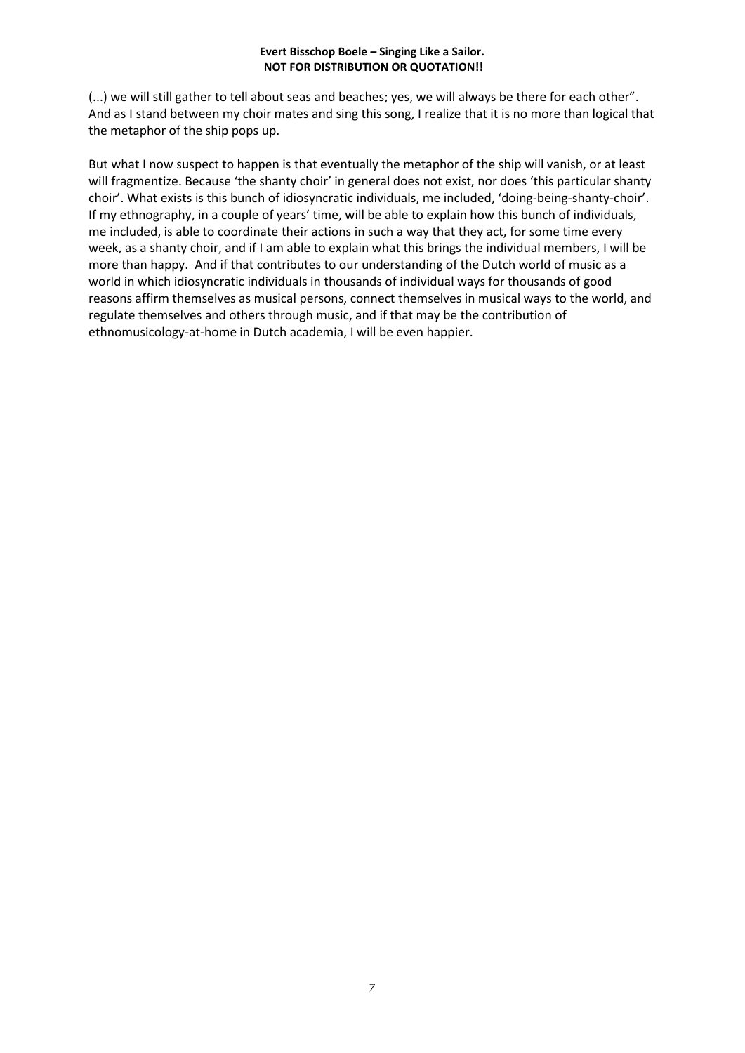(...) we will still gather to tell about seas and beaches; yes, we will always be there for each other". And as I stand between my choir mates and sing this song, I realize that it is no more than logical that the metaphor of the ship pops up.

But what I now suspect to happen is that eventually the metaphor of the ship will vanish, or at least will fragmentize. Because 'the shanty choir' in general does not exist, nor does 'this particular shanty choir'. What exists is this bunch of idiosyncratic individuals, me included, 'doing-being-shanty-choir'. If my ethnography, in a couple of years' time, will be able to explain how this bunch of individuals, me included, is able to coordinate their actions in such a way that they act, for some time every week, as a shanty choir, and if I am able to explain what this brings the individual members, I will be more than happy. And if that contributes to our understanding of the Dutch world of music as a world in which idiosyncratic individuals in thousands of individual ways for thousands of good reasons affirm themselves as musical persons, connect themselves in musical ways to the world, and regulate themselves and others through music, and if that may be the contribution of ethnomusicology-at-home in Dutch academia, I will be even happier.